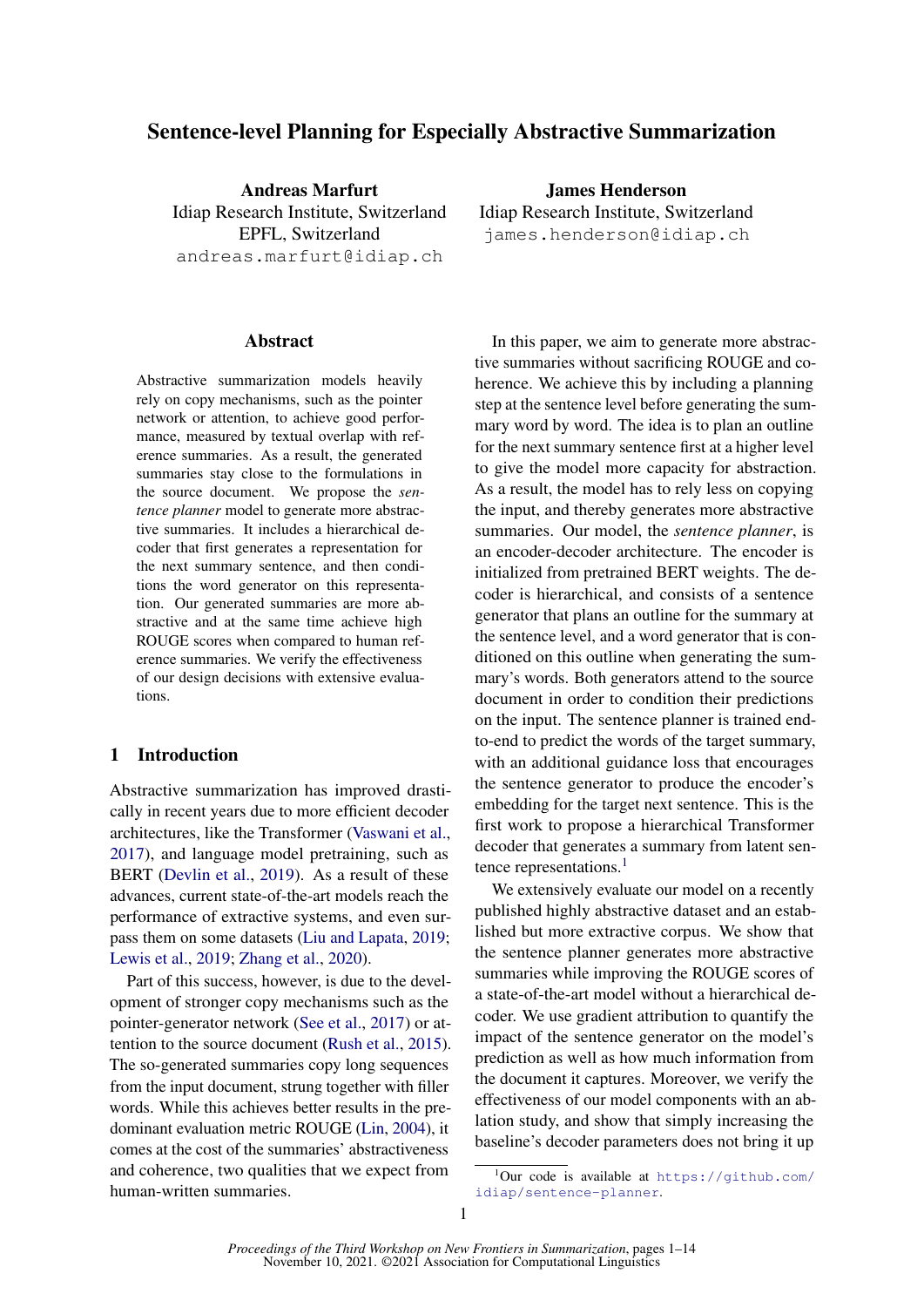# Sentence-level Planning for Especially Abstractive Summarization

**Andreas Marfurt**
Idiap Research Institute, Switzerland
EPFL, Switzerland
andreas.marfurt@idiap.ch

**James Henderson**
Idiap Research Institute, Switzerland
james.henderson@idiap.ch

## Abstract

Abstractive summarization models heavily rely on copy mechanisms, such as the pointer network or attention, to achieve good performance, measured by textual overlap with reference summaries. As a result, the generated summaries stay close to the formulations in the source document. We propose the *sentence planner* model to generate more abstractive summaries. It includes a hierarchical decoder that first generates a representation for the next summary sentence, and then conditions the word generator on this representation. Our generated summaries are more abstractive and at the same time achieve high ROUGE scores when compared to human reference summaries. We verify the effectiveness of our design decisions with extensive evaluations.

## 1 Introduction

Abstractive summarization has improved drastically in recent years due to more efficient decoder architectures, like the Transformer (Vaswani et al., 2017), and language model pretraining, such as BERT (Devlin et al., 2019). As a result of these advances, current state-of-the-art models reach the performance of extractive systems, and even surpass them on some datasets (Liu and Lapata, 2019; Lewis et al., 2019; Zhang et al., 2020).

Part of this success, however, is due to the development of stronger copy mechanisms such as the pointer-generator network (See et al., 2017) or attention to the source document (Rush et al., 2015). The so-generated summaries copy long sequences from the input document, strung together with filler words. While this achieves better results in the predominant evaluation metric ROUGE (Lin, 2004), it comes at the cost of the summaries' abstractiveness and coherence, two qualities that we expect from human-written summaries.

In this paper, we aim to generate more abstractive summaries without sacrificing ROUGE and coherence. We achieve this by including a planning step at the sentence level before generating the summary word by word. The idea is to plan an outline for the next summary sentence first at a higher level to give the model more capacity for abstraction. As a result, the model has to rely less on copying the input, and thereby generates more abstractive summaries. Our model, the *sentence planner*, is an encoder-decoder architecture. The encoder is initialized from pretrained BERT weights. The decoder is hierarchical, and consists of a sentence generator that plans an outline for the summary at the sentence level, and a word generator that is conditioned on this outline when generating the summary's words. Both generators attend to the source document in order to condition their predictions on the input. The sentence planner is trained end-to-end to predict the words of the target summary, with an additional guidance loss that encourages the sentence generator to produce the encoder's embedding for the target next sentence. This is the first work to propose a hierarchical Transformer decoder that generates a summary from latent sentence representations.[1]

We extensively evaluate our model on a recently published highly abstractive dataset and an established but more extractive corpus. We show that the sentence planner generates more abstractive summaries while improving the ROUGE scores of a state-of-the-art model without a hierarchical decoder. We use gradient attribution to quantify the impact of the sentence generator on the model's prediction as well as how much information from the document it captures. Moreover, we verify the effectiveness of our model components with an ablation study, and show that simply increasing the baseline's decoder parameters does not bring it up

[1] Our code is available at https://github.com/idiap/sentence-planner.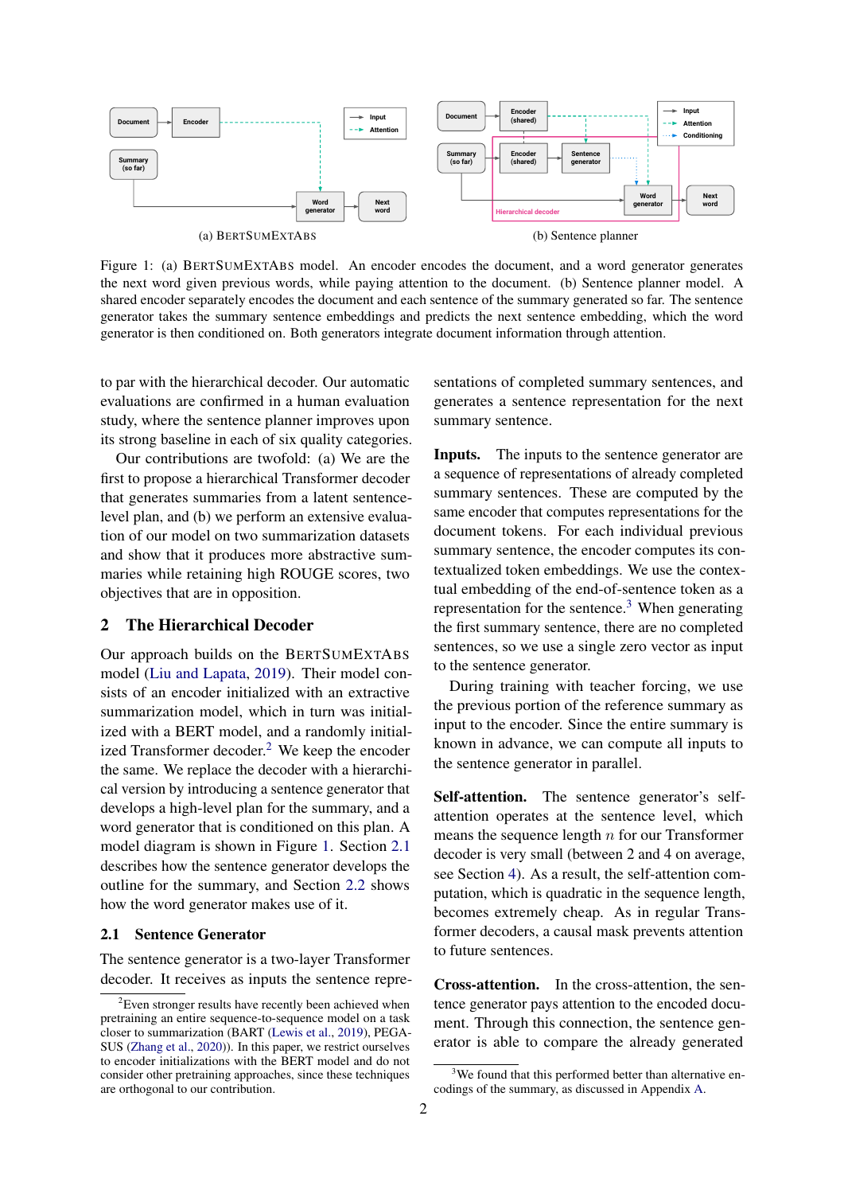(a) BERTSUMEXTABS

(b) Sentence planner

Figure 1: (a) BERTSUMEXTABS model. An encoder encodes the document, and a word generator generates the next word given previous words, while paying attention to the document. (b) Sentence planner model. A shared encoder separately encodes the document and each sentence of the summary generated so far. The sentence generator takes the summary sentence embeddings and predicts the next sentence embedding, which the word generator is then conditioned on. Both generators integrate document information through attention.

to par with the hierarchical decoder. Our automatic evaluations are confirmed in a human evaluation study, where the sentence planner improves upon its strong baseline in each of six quality categories.

Our contributions are twofold: (a) We are the first to propose a hierarchical Transformer decoder that generates summaries from a latent sentence-level plan, and (b) we perform an extensive evaluation of our model on two summarization datasets and show that it produces more abstractive summaries while retaining high ROUGE scores, two objectives that are in opposition.

## 2 The Hierarchical Decoder

Our approach builds on the BERTSUMEXTABS model (Liu and Lapata, 2019). Their model consists of an encoder initialized with an extractive summarization model, which in turn was initialized with a BERT model, and a randomly initialized Transformer decoder.[2] We keep the encoder the same. We replace the decoder with a hierarchical version by introducing a sentence generator that develops a high-level plan for the summary, and a word generator that is conditioned on this plan. A model diagram is shown in Figure 1. Section 2.1 describes how the sentence generator develops the outline for the summary, and Section 2.2 shows how the word generator makes use of it.

### 2.1 Sentence Generator

The sentence generator is a two-layer Transformer decoder. It receives as inputs the sentence representations of completed summary sentences, and generates a sentence representation for the next summary sentence.

**Inputs.** The inputs to the sentence generator are a sequence of representations of already completed summary sentences. These are computed by the same encoder that computes representations for the document tokens. For each individual previous summary sentence, the encoder computes its contextualized token embeddings. We use the contextual embedding of the end-of-sentence token as a representation for the sentence.[3] When generating the first summary sentence, there are no completed sentences, so we use a single zero vector as input to the sentence generator.

During training with teacher forcing, we use the previous portion of the reference summary as input to the encoder. Since the entire summary is known in advance, we can compute all inputs to the sentence generator in parallel.

**Self-attention.** The sentence generator's self-attention operates at the sentence level, which means the sequence length $n$ for our Transformer decoder is very small (between 2 and 4 on average, see Section 4). As a result, the self-attention computation, which is quadratic in the sequence length, becomes extremely cheap. As in regular Transformer decoders, a causal mask prevents attention to future sentences.

**Cross-attention.** In the cross-attention, the sentence generator pays attention to the encoded document. Through this connection, the sentence generator is able to compare the already generated

[2] Even stronger results have recently been achieved when pretraining an entire sequence-to-sequence model on a task closer to summarization (BART (Lewis et al., 2019), PEGASUS (Zhang et al., 2020)). In this paper, we restrict ourselves to encoder initializations with the BERT model and do not consider other pretraining approaches, since these techniques are orthogonal to our contribution.

[3] We found that this performed better than alternative encodings of the summary, as discussed in Appendix A.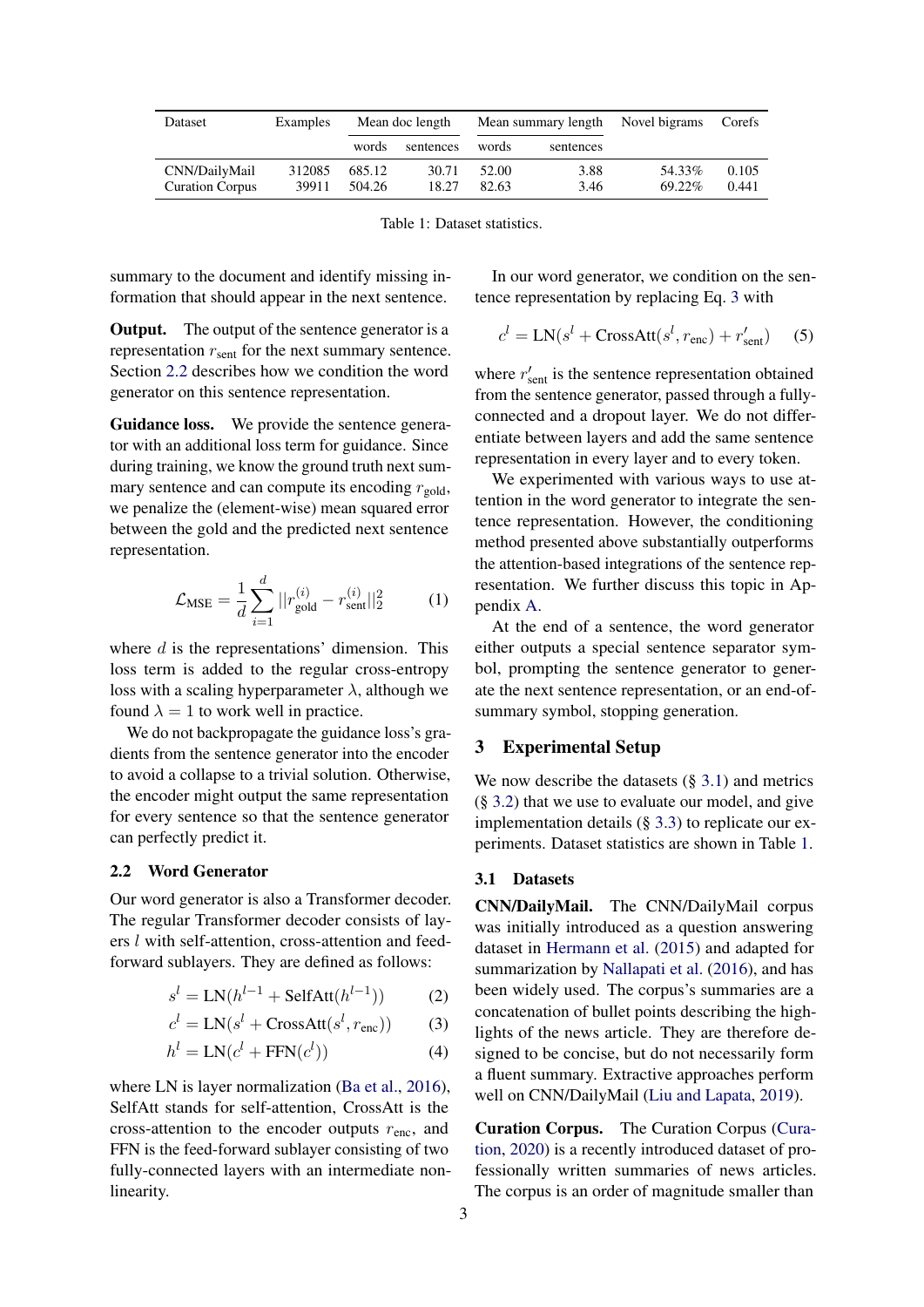| Dataset | Examples | Mean doc length | | Mean summary length | | Novel bigrams | Corefs |
|---|---|---|---|---|---|---|---|
| | | words | sentences | words | sentences | | |
| CNN/DailyMail | 312085 | 685.12 | 30.71 | 52.00 | 3.88 | 54.33% | 0.105 |
| Curation Corpus | 39911 | 504.26 | 18.27 | 82.63 | 3.46 | 69.22% | 0.441 |

Table 1: Dataset statistics.

summary to the document and identify missing information that should appear in the next sentence.

**Output.** The output of the sentence generator is a representation $r_{\text{sent}}$ for the next summary sentence. Section 2.2 describes how we condition the word generator on this sentence representation.

**Guidance loss.** We provide the sentence generator with an additional loss term for guidance. Since during training, we know the ground truth next summary sentence and can compute its encoding $r_{\text{gold}}$, we penalize the (element-wise) mean squared error between the gold and the predicted next sentence representation.

$$\mathcal{L}_{\text{MSE}} = \frac{1}{d}\sum_{i=1}^{d} ||r_{\text{gold}}^{(i)} - r_{\text{sent}}^{(i)}||_2^2 \qquad (1)$$

where $d$ is the representations' dimension. This loss term is added to the regular cross-entropy loss with a scaling hyperparameter $\lambda$, although we found $\lambda = 1$ to work well in practice.

We do not backpropagate the guidance loss's gradients from the sentence generator into the encoder to avoid a collapse to a trivial solution. Otherwise, the encoder might output the same representation for every sentence so that the sentence generator can perfectly predict it.

### 2.2 Word Generator

Our word generator is also a Transformer decoder. The regular Transformer decoder consists of layers $l$ with self-attention, cross-attention and feed-forward sublayers. They are defined as follows:

$$s^l = \text{LN}(h^{l-1} + \text{SelfAtt}(h^{l-1})) \qquad (2)$$

$$c^l = \text{LN}(s^l + \text{CrossAtt}(s^l, r_{\text{enc}})) \qquad (3)$$

$$h^l = \text{LN}(c^l + \text{FFN}(c^l)) \qquad (4)$$

where LN is layer normalization (Ba et al., 2016), SelfAtt stands for self-attention, CrossAtt is the cross-attention to the encoder outputs $r_{\text{enc}}$, and FFN is the feed-forward sublayer consisting of two fully-connected layers with an intermediate non-linearity.

In our word generator, we condition on the sentence representation by replacing Eq. 3 with

$$c^l = \text{LN}(s^l + \text{CrossAtt}(s^l, r_{\text{enc}}) + r'_{\text{sent}}) \qquad (5)$$

where $r'_{\text{sent}}$ is the sentence representation obtained from the sentence generator, passed through a fully-connected and a dropout layer. We do not differentiate between layers and add the same sentence representation in every layer and to every token.

We experimented with various ways to use attention in the word generator to integrate the sentence representation. However, the conditioning method presented above substantially outperforms the attention-based integrations of the sentence representation. We further discuss this topic in Appendix A.

At the end of a sentence, the word generator either outputs a special sentence separator symbol, prompting the sentence generator to generate the next sentence representation, or an end-of-summary symbol, stopping generation.

## 3 Experimental Setup

We now describe the datasets (§ 3.1) and metrics (§ 3.2) that we use to evaluate our model, and give implementation details (§ 3.3) to replicate our experiments. Dataset statistics are shown in Table 1.

### 3.1 Datasets

**CNN/DailyMail.** The CNN/DailyMail corpus was initially introduced as a question answering dataset in Hermann et al. (2015) and adapted for summarization by Nallapati et al. (2016), and has been widely used. The corpus's summaries are a concatenation of bullet points describing the highlights of the news article. They are therefore designed to be concise, but do not necessarily form a fluent summary. Extractive approaches perform well on CNN/DailyMail (Liu and Lapata, 2019).

**Curation Corpus.** The Curation Corpus (Curation, 2020) is a recently introduced dataset of professionally written summaries of news articles. The corpus is an order of magnitude smaller than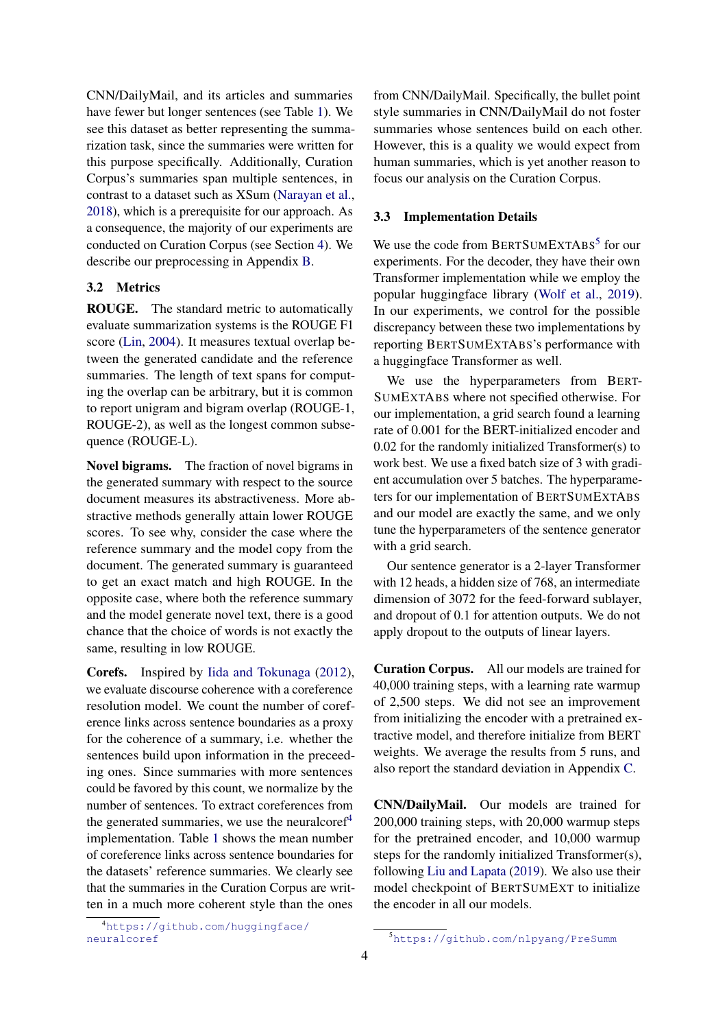CNN/DailyMail, and its articles and summaries have fewer but longer sentences (see Table 1). We see this dataset as better representing the summarization task, since the summaries were written for this purpose specifically. Additionally, Curation Corpus's summaries span multiple sentences, in contrast to a dataset such as XSum (Narayan et al., 2018), which is a prerequisite for our approach. As a consequence, the majority of our experiments are conducted on Curation Corpus (see Section 4). We describe our preprocessing in Appendix B.

### 3.2 Metrics

**ROUGE.** The standard metric to automatically evaluate summarization systems is the ROUGE F1 score (Lin, 2004). It measures textual overlap between the generated candidate and the reference summaries. The length of text spans for computing the overlap can be arbitrary, but it is common to report unigram and bigram overlap (ROUGE-1, ROUGE-2), as well as the longest common subsequence (ROUGE-L).

**Novel bigrams.** The fraction of novel bigrams in the generated summary with respect to the source document measures its abstractiveness. More abstractive methods generally attain lower ROUGE scores. To see why, consider the case where the reference summary and the model copy from the document. The generated summary is guaranteed to get an exact match and high ROUGE. In the opposite case, where both the reference summary and the model generate novel text, there is a good chance that the choice of words is not exactly the same, resulting in low ROUGE.

**Corefs.** Inspired by Iida and Tokunaga (2012), we evaluate discourse coherence with a coreference resolution model. We count the number of coreference links across sentence boundaries as a proxy for the coherence of a summary, i.e. whether the sentences build upon information in the preceeding ones. Since summaries with more sentences could be favored by this count, we normalize by the number of sentences. To extract coreferences from the generated summaries, we use the neuralcoref[4] implementation. Table 1 shows the mean number of coreference links across sentence boundaries for the datasets' reference summaries. We clearly see that the summaries in the Curation Corpus are written in a much more coherent style than the ones from CNN/DailyMail. Specifically, the bullet point style summaries in CNN/DailyMail do not foster summaries whose sentences build on each other. However, this is a quality we would expect from human summaries, which is yet another reason to focus our analysis on the Curation Corpus.

### 3.3 Implementation Details

We use the code from BertSumExtAbs[5] for our experiments. For the decoder, they have their own Transformer implementation while we employ the popular huggingface library (Wolf et al., 2019). In our experiments, we control for the possible discrepancy between these two implementations by reporting BertSumExtAbs's performance with a huggingface Transformer as well.

We use the hyperparameters from BertSumExtAbs where not specified otherwise. For our implementation, a grid search found a learning rate of 0.001 for the BERT-initialized encoder and 0.02 for the randomly initialized Transformer(s) to work best. We use a fixed batch size of 3 with gradient accumulation over 5 batches. The hyperparameters for our implementation of BertSumExtAbs and our model are exactly the same, and we only tune the hyperparameters of the sentence generator with a grid search.

Our sentence generator is a 2-layer Transformer with 12 heads, a hidden size of 768, an intermediate dimension of 3072 for the feed-forward sublayer, and dropout of 0.1 for attention outputs. We do not apply dropout to the outputs of linear layers.

**Curation Corpus.** All our models are trained for 40,000 training steps, with a learning rate warmup of 2,500 steps. We did not see an improvement from initializing the encoder with a pretrained extractive model, and therefore initialize from BERT weights. We average the results from 5 runs, and also report the standard deviation in Appendix C.

**CNN/DailyMail.** Our models are trained for 200,000 training steps, with 20,000 warmup steps for the pretrained encoder, and 10,000 warmup steps for the randomly initialized Transformer(s), following Liu and Lapata (2019). We also use their model checkpoint of BertSumExt to initialize the encoder in all our models.

[4] https://github.com/huggingface/neuralcoref

[5] https://github.com/nlpyang/PreSumm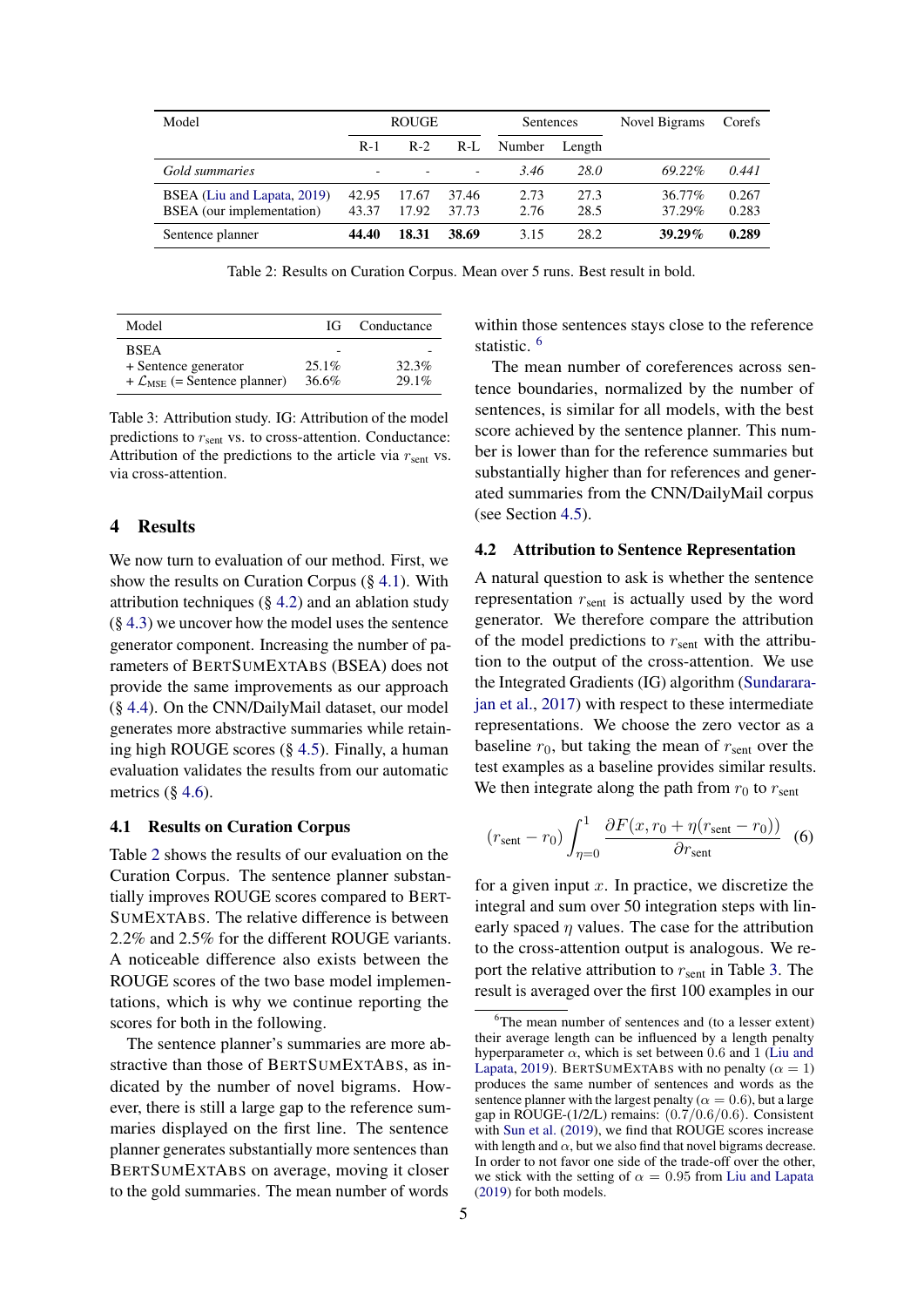| Model | ROUGE | | | Sentences | | Novel Bigrams | Corefs |
|---|---|---|---|---|---|---|---|
| | R-1 | R-2 | R-L | Number | Length | | |
| *Gold summaries* | - | - | - | *3.46* | *28.0* | *69.22%* | *0.441* |
| BSEA (Liu and Lapata, 2019) | 42.95 | 17.67 | 37.46 | 2.73 | 27.3 | 36.77% | 0.267 |
| BSEA (our implementation) | 43.37 | 17.92 | 37.73 | 2.76 | 28.5 | 37.29% | 0.283 |
| Sentence planner | **44.40** | **18.31** | **38.69** | 3.15 | 28.2 | **39.29%** | **0.289** |

Table 2: Results on Curation Corpus. Mean over 5 runs. Best result in bold.

| Model | IG | Conductance |
|---|---|---|
| BSEA | - | - |
| + Sentence generator | 25.1% | 32.3% |
| + $\mathcal{L}_{\text{MSE}}$ (= Sentence planner) | 36.6% | 29.1% |

Table 3: Attribution study. IG: Attribution of the model predictions to $r_{\text{sent}}$ vs. to cross-attention. Conductance: Attribution of the predictions to the article via $r_{\text{sent}}$ vs. via cross-attention.

## 4 Results

We now turn to evaluation of our method. First, we show the results on Curation Corpus (§ 4.1). With attribution techniques (§ 4.2) and an ablation study (§ 4.3) we uncover how the model uses the sentence generator component. Increasing the number of parameters of BERTSUMEXTABS (BSEA) does not provide the same improvements as our approach (§ 4.4). On the CNN/DailyMail dataset, our model generates more abstractive summaries while retaining high ROUGE scores (§ 4.5). Finally, a human evaluation validates the results from our automatic metrics (§ 4.6).

### 4.1 Results on Curation Corpus

Table 2 shows the results of our evaluation on the Curation Corpus. The sentence planner substantially improves ROUGE scores compared to BERTSUMEXTABS. The relative difference is between 2.2% and 2.5% for the different ROUGE variants. A noticeable difference also exists between the ROUGE scores of the two base model implementations, which is why we continue reporting the scores for both in the following.

The sentence planner's summaries are more abstractive than those of BERTSUMEXTABS, as indicated by the number of novel bigrams. However, there is still a large gap to the reference summaries displayed on the first line. The sentence planner generates substantially more sentences than BERTSUMEXTABS on average, moving it closer to the gold summaries. The mean number of words within those sentences stays close to the reference statistic. [6]

The mean number of coreferences across sentence boundaries, normalized by the number of sentences, is similar for all models, with the best score achieved by the sentence planner. This number is lower than for the reference summaries but substantially higher than for references and generated summaries from the CNN/DailyMail corpus (see Section 4.5).

### 4.2 Attribution to Sentence Representation

A natural question to ask is whether the sentence representation $r_{\text{sent}}$ is actually used by the word generator. We therefore compare the attribution of the model predictions to $r_{\text{sent}}$ with the attribution to the output of the cross-attention. We use the Integrated Gradients (IG) algorithm (Sundararajan et al., 2017) with respect to these intermediate representations. We choose the zero vector as a baseline $r_0$, but taking the mean of $r_{\text{sent}}$ over the test examples as a baseline provides similar results. We then integrate along the path from $r_0$ to $r_{\text{sent}}$

$$(r_{\text{sent}} - r_0) \int_{\eta=0}^{1} \frac{\partial F(x, r_0 + \eta(r_{\text{sent}} - r_0))}{\partial r_{\text{sent}}} \quad (6)$$

for a given input $x$. In practice, we discretize the integral and sum over 50 integration steps with linearly spaced $\eta$ values. The case for the attribution to the cross-attention output is analogous. We report the relative attribution to $r_{\text{sent}}$ in Table 3. The result is averaged over the first 100 examples in our

[6] The mean number of sentences and (to a lesser extent) their average length can be influenced by a length penalty hyperparameter $\alpha$, which is set between 0.6 and 1 (Liu and Lapata, 2019). BERTSUMEXTABS with no penalty ($\alpha = 1$) produces the same number of sentences and words as the sentence planner with the largest penalty ($\alpha = 0.6$), but a large gap in ROUGE-(1/2/L) remains: $(0.7/0.6/0.6)$. Consistent with Sun et al. (2019), we find that ROUGE scores increase with length and $\alpha$, but we also find that novel bigrams decrease. In order to not favor one side of the trade-off over the other, we stick with the setting of $\alpha = 0.95$ from Liu and Lapata (2019) for both models.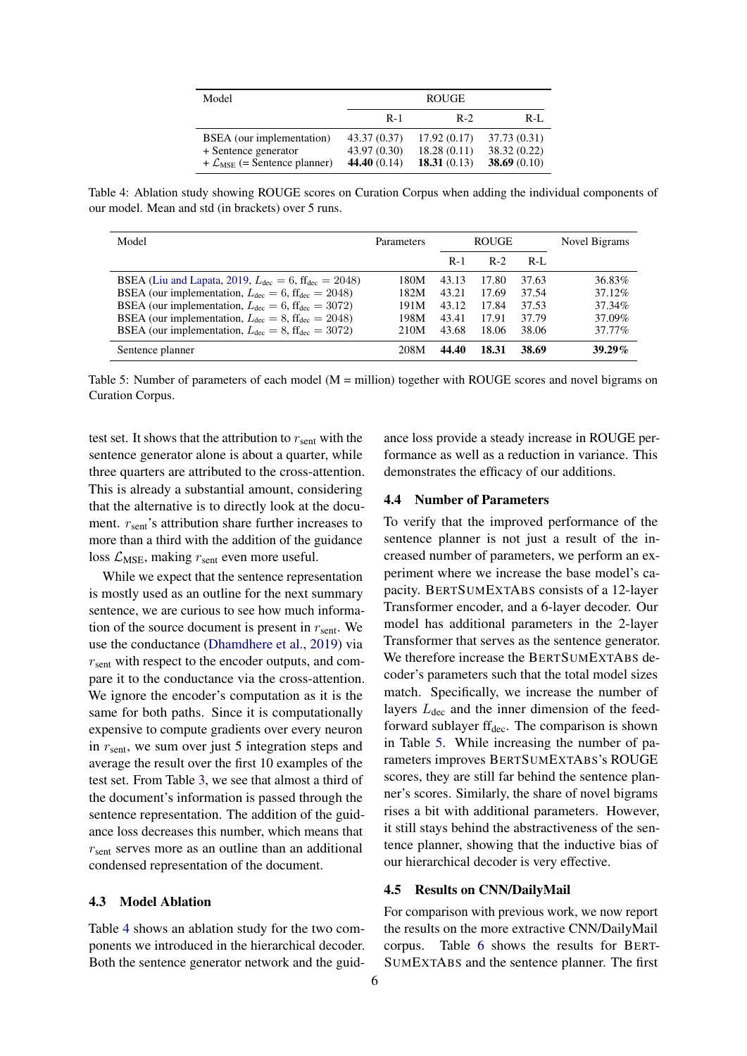| Model | ROUGE | | |
|---|---|---|---|
| | R-1 | R-2 | R-L |
| BSEA (our implementation) | 43.37 (0.37) | 17.92 (0.17) | 37.73 (0.31) |
| + Sentence generator | 43.97 (0.30) | 18.28 (0.11) | 38.32 (0.22) |
| + $\mathcal{L}_{\text{MSE}}$ (= Sentence planner) | **44.40** (0.14) | **18.31** (0.13) | **38.69** (0.10) |

Table 4: Ablation study showing ROUGE scores on Curation Corpus when adding the individual components of our model. Mean and std (in brackets) over 5 runs.

| Model | Parameters | ROUGE | | | Novel Bigrams |
|---|---|---|---|---|---|
| | | R-1 | R-2 | R-L | |
| BSEA (Liu and Lapata, 2019, $L_{\text{dec}} = 6$, $\text{ff}_{\text{dec}} = 2048$) | 180M | 43.13 | 17.80 | 37.63 | 36.83% |
| BSEA (our implementation, $L_{\text{dec}} = 6$, $\text{ff}_{\text{dec}} = 2048$) | 182M | 43.21 | 17.69 | 37.54 | 37.12% |
| BSEA (our implementation, $L_{\text{dec}} = 6$, $\text{ff}_{\text{dec}} = 3072$) | 191M | 43.12 | 17.84 | 37.53 | 37.34% |
| BSEA (our implementation, $L_{\text{dec}} = 8$, $\text{ff}_{\text{dec}} = 2048$) | 198M | 43.41 | 17.91 | 37.79 | 37.09% |
| BSEA (our implementation, $L_{\text{dec}} = 8$, $\text{ff}_{\text{dec}} = 3072$) | 210M | 43.68 | 18.06 | 38.06 | 37.77% |
| Sentence planner | 208M | **44.40** | **18.31** | **38.69** | **39.29%** |

Table 5: Number of parameters of each model (M = million) together with ROUGE scores and novel bigrams on Curation Corpus.

test set. It shows that the attribution to $r_{\text{sent}}$ with the sentence generator alone is about a quarter, while three quarters are attributed to the cross-attention. This is already a substantial amount, considering that the alternative is to directly look at the document. $r_{\text{sent}}$'s attribution share further increases to more than a third with the addition of the guidance loss $\mathcal{L}_{\text{MSE}}$, making $r_{\text{sent}}$ even more useful.

While we expect that the sentence representation is mostly used as an outline for the next summary sentence, we are curious to see how much information of the source document is present in $r_{\text{sent}}$. We use the conductance (Dhamdhere et al., 2019) via $r_{\text{sent}}$ with respect to the encoder outputs, and compare it to the conductance via the cross-attention. We ignore the encoder's computation as it is the same for both paths. Since it is computationally expensive to compute gradients over every neuron in $r_{\text{sent}}$, we sum over just 5 integration steps and average the result over the first 10 examples of the test set. From Table 3, we see that almost a third of the document's information is passed through the sentence representation. The addition of the guidance loss decreases this number, which means that $r_{\text{sent}}$ serves more as an outline than an additional condensed representation of the document.

### 4.3 Model Ablation

Table 4 shows an ablation study for the two components we introduced in the hierarchical decoder. Both the sentence generator network and the guidance loss provide a steady increase in ROUGE performance as well as a reduction in variance. This demonstrates the efficacy of our additions.

### 4.4 Number of Parameters

To verify that the improved performance of the sentence planner is not just a result of the increased number of parameters, we perform an experiment where we increase the base model's capacity. BertSumExtAbs consists of a 12-layer Transformer encoder, and a 6-layer decoder. Our model has additional parameters in the 2-layer Transformer that serves as the sentence generator. We therefore increase the BertSumExtAbs decoder's parameters such that the total model sizes match. Specifically, we increase the number of layers $L_{\text{dec}}$ and the inner dimension of the feed-forward sublayer $\text{ff}_{\text{dec}}$. The comparison is shown in Table 5. While increasing the number of parameters improves BertSumExtAbs's ROUGE scores, they are still far behind the sentence planner's scores. Similarly, the share of novel bigrams rises a bit with additional parameters. However, it still stays behind the abstractiveness of the sentence planner, showing that the inductive bias of our hierarchical decoder is very effective.

### 4.5 Results on CNN/DailyMail

For comparison with previous work, we now report the results on the more extractive CNN/DailyMail corpus. Table 6 shows the results for BertSumExtAbs and the sentence planner. The first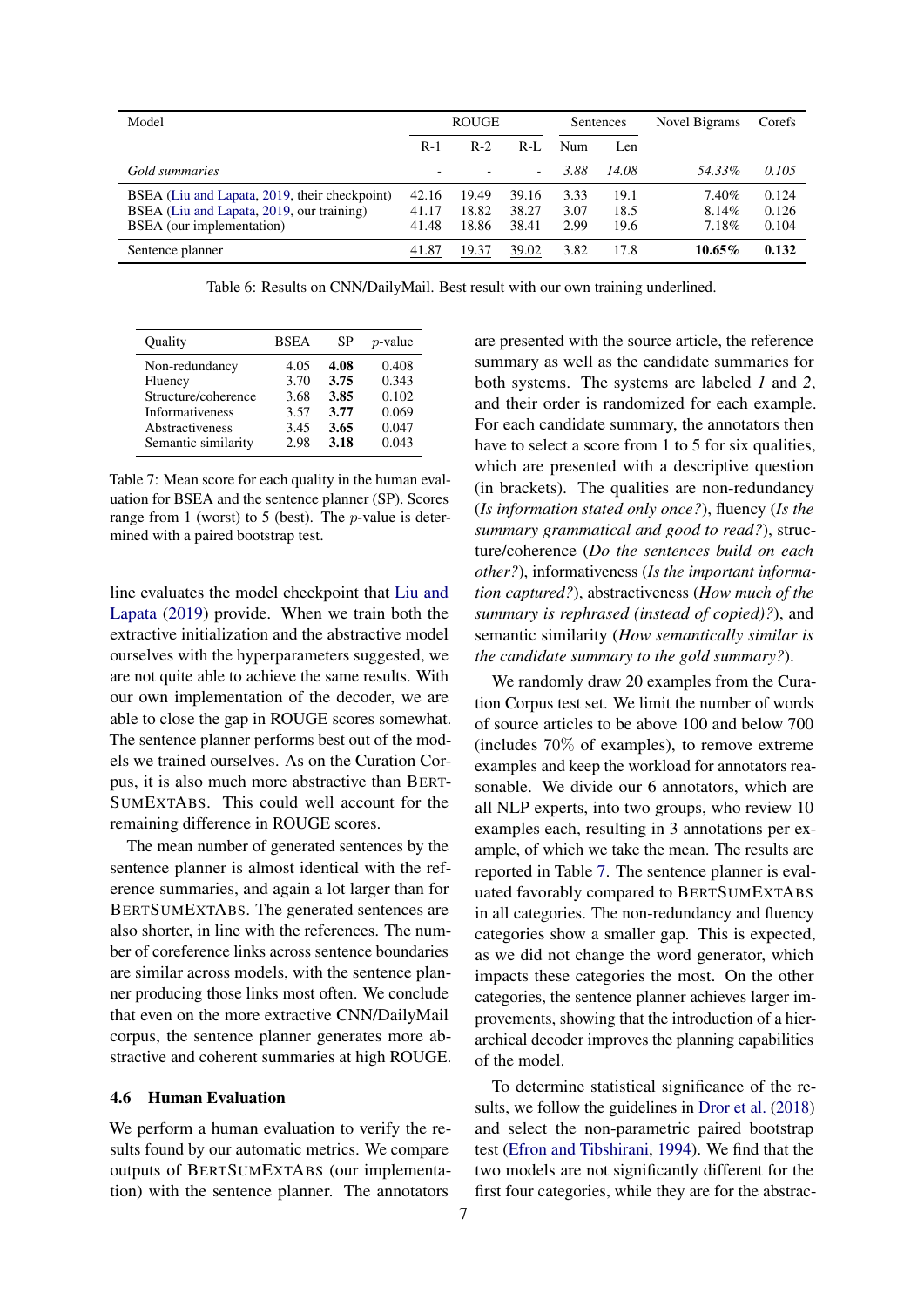| Model | ROUGE | | | Sentences | | Novel Bigrams | Corefs |
|---|---|---|---|---|---|---|---|
| | R-1 | R-2 | R-L | Num | Len | | |
| *Gold summaries* | - | - | - | *3.88* | *14.08* | *54.33%* | *0.105* |
| BSEA (Liu and Lapata, 2019, their checkpoint) | 42.16 | 19.49 | 39.16 | 3.33 | 19.1 | 7.40% | 0.124 |
| BSEA (Liu and Lapata, 2019, our training) | 41.17 | 18.82 | 38.27 | 3.07 | 18.5 | 8.14% | 0.126 |
| BSEA (our implementation) | 41.48 | 18.86 | 38.41 | 2.99 | 19.6 | 7.18% | 0.104 |
| Sentence planner | <u>41.87</u> | <u>19.37</u> | <u>39.02</u> | 3.82 | 17.8 | **10.65%** | **0.132** |

Table 6: Results on CNN/DailyMail. Best result with our own training underlined.

| Quality | BSEA | SP | $p$-value |
|---|---|---|---|
| Non-redundancy | 4.05 | **4.08** | 0.408 |
| Fluency | 3.70 | **3.75** | 0.343 |
| Structure/coherence | 3.68 | **3.85** | 0.102 |
| Informativeness | 3.57 | **3.77** | 0.069 |
| Abstractiveness | 3.45 | **3.65** | 0.047 |
| Semantic similarity | 2.98 | **3.18** | 0.043 |

Table 7: Mean score for each quality in the human evaluation for BSEA and the sentence planner (SP). Scores range from 1 (worst) to 5 (best). The $p$-value is determined with a paired bootstrap test.

line evaluates the model checkpoint that Liu and Lapata (2019) provide. When we train both the extractive initialization and the abstractive model ourselves with the hyperparameters suggested, we are not quite able to achieve the same results. With our own implementation of the decoder, we are able to close the gap in ROUGE scores somewhat. The sentence planner performs best out of the models we trained ourselves. As on the Curation Corpus, it is also much more abstractive than BERTSUMEXTABS. This could well account for the remaining difference in ROUGE scores.

The mean number of generated sentences by the sentence planner is almost identical with the reference summaries, and again a lot larger than for BERTSUMEXTABS. The generated sentences are also shorter, in line with the references. The number of coreference links across sentence boundaries are similar across models, with the sentence planner producing those links most often. We conclude that even on the more extractive CNN/DailyMail corpus, the sentence planner generates more abstractive and coherent summaries at high ROUGE.

### 4.6 Human Evaluation

We perform a human evaluation to verify the results found by our automatic metrics. We compare outputs of BERTSUMEXTABS (our implementation) with the sentence planner. The annotators are presented with the source article, the reference summary as well as the candidate summaries for both systems. The systems are labeled *1* and *2*, and their order is randomized for each example. For each candidate summary, the annotators then have to select a score from 1 to 5 for six qualities, which are presented with a descriptive question (in brackets). The qualities are non-redundancy (*Is information stated only once?*), fluency (*Is the summary grammatical and good to read?*), structure/coherence (*Do the sentences build on each other?*), informativeness (*Is the important information captured?*), abstractiveness (*How much of the summary is rephrased (instead of copied)?*), and semantic similarity (*How semantically similar is the candidate summary to the gold summary?*).

We randomly draw 20 examples from the Curation Corpus test set. We limit the number of words of source articles to be above 100 and below 700 (includes 70% of examples), to remove extreme examples and keep the workload for annotators reasonable. We divide our 6 annotators, which are all NLP experts, into two groups, who review 10 examples each, resulting in 3 annotations per example, of which we take the mean. The results are reported in Table 7. The sentence planner is evaluated favorably compared to BERTSUMEXTABS in all categories. The non-redundancy and fluency categories show a smaller gap. This is expected, as we did not change the word generator, which impacts these categories the most. On the other categories, the sentence planner achieves larger improvements, showing that the introduction of a hierarchical decoder improves the planning capabilities of the model.

To determine statistical significance of the results, we follow the guidelines in Dror et al. (2018) and select the non-parametric paired bootstrap test (Efron and Tibshirani, 1994). We find that the two models are not significantly different for the first four categories, while they are for the abstrac-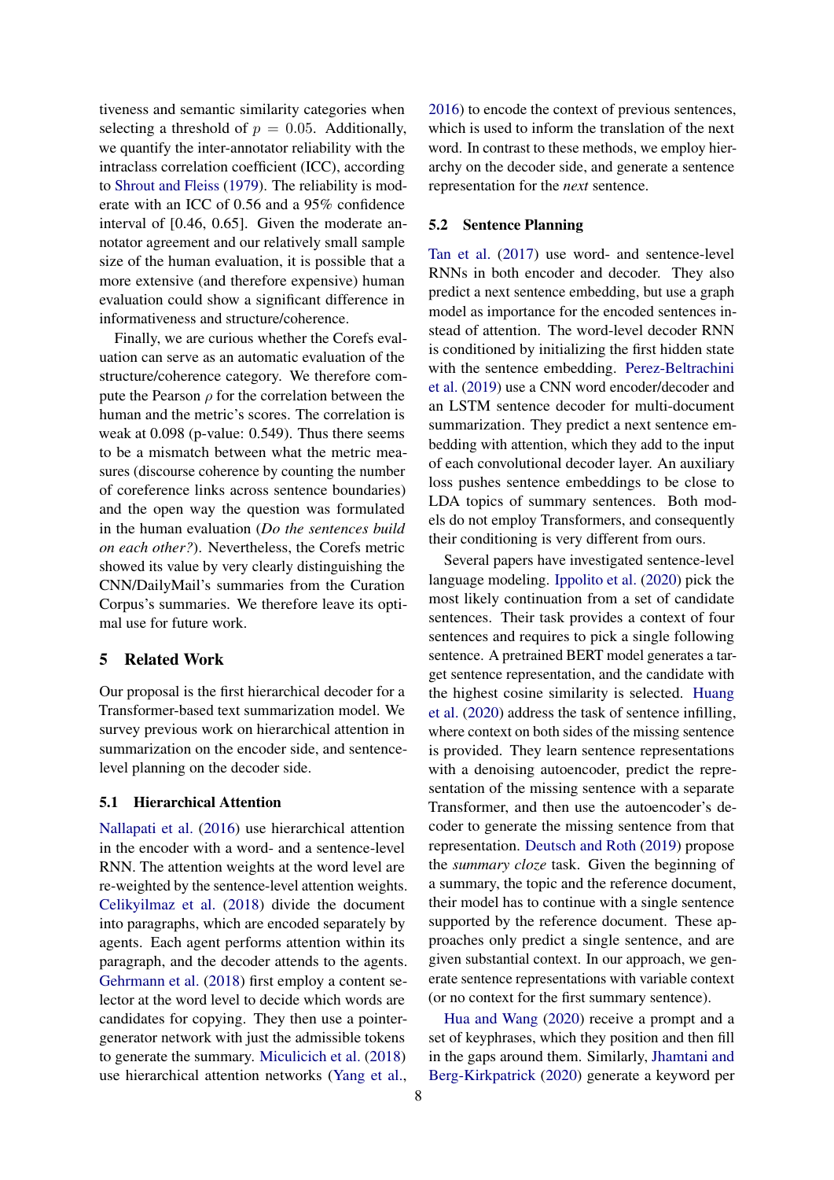tiveness and semantic similarity categories when selecting a threshold of $p = 0.05$. Additionally, we quantify the inter-annotator reliability with the intraclass correlation coefficient (ICC), according to Shrout and Fleiss (1979). The reliability is moderate with an ICC of 0.56 and a 95% confidence interval of [0.46, 0.65]. Given the moderate annotator agreement and our relatively small sample size of the human evaluation, it is possible that a more extensive (and therefore expensive) human evaluation could show a significant difference in informativeness and structure/coherence.

Finally, we are curious whether the Corefs evaluation can serve as an automatic evaluation of the structure/coherence category. We therefore compute the Pearson $\rho$ for the correlation between the human and the metric's scores. The correlation is weak at 0.098 (p-value: 0.549). Thus there seems to be a mismatch between what the metric measures (discourse coherence by counting the number of coreference links across sentence boundaries) and the open way the question was formulated in the human evaluation (*Do the sentences build on each other?*). Nevertheless, the Corefs metric showed its value by very clearly distinguishing the CNN/DailyMail's summaries from the Curation Corpus's summaries. We therefore leave its optimal use for future work.

# 5 Related Work

Our proposal is the first hierarchical decoder for a Transformer-based text summarization model. We survey previous work on hierarchical attention in summarization on the encoder side, and sentence-level planning on the decoder side.

## 5.1 Hierarchical Attention

Nallapati et al. (2016) use hierarchical attention in the encoder with a word- and a sentence-level RNN. The attention weights at the word level are re-weighted by the sentence-level attention weights. Celikyilmaz et al. (2018) divide the document into paragraphs, which are encoded separately by agents. Each agent performs attention within its paragraph, and the decoder attends to the agents. Gehrmann et al. (2018) first employ a content selector at the word level to decide which words are candidates for copying. They then use a pointer-generator network with just the admissible tokens to generate the summary. Miculicich et al. (2018) use hierarchical attention networks (Yang et al., 2016) to encode the context of previous sentences, which is used to inform the translation of the next word. In contrast to these methods, we employ hierarchy on the decoder side, and generate a sentence representation for the *next* sentence.

## 5.2 Sentence Planning

Tan et al. (2017) use word- and sentence-level RNNs in both encoder and decoder. They also predict a next sentence embedding, but use a graph model as importance for the encoded sentences instead of attention. The word-level decoder RNN is conditioned by initializing the first hidden state with the sentence embedding. Perez-Beltrachini et al. (2019) use a CNN word encoder/decoder and an LSTM sentence decoder for multi-document summarization. They predict a next sentence embedding with attention, which they add to the input of each convolutional decoder layer. An auxiliary loss pushes sentence embeddings to be close to LDA topics of summary sentences. Both models do not employ Transformers, and consequently their conditioning is very different from ours.

Several papers have investigated sentence-level language modeling. Ippolito et al. (2020) pick the most likely continuation from a set of candidate sentences. Their task provides a context of four sentences and requires to pick a single following sentence. A pretrained BERT model generates a target sentence representation, and the candidate with the highest cosine similarity is selected. Huang et al. (2020) address the task of sentence infilling, where context on both sides of the missing sentence is provided. They learn sentence representations with a denoising autoencoder, predict the representation of the missing sentence with a separate Transformer, and then use the autoencoder's decoder to generate the missing sentence from that representation. Deutsch and Roth (2019) propose the *summary cloze* task. Given the beginning of a summary, the topic and the reference document, their model has to continue with a single sentence supported by the reference document. These approaches only predict a single sentence, and are given substantial context. In our approach, we generate sentence representations with variable context (or no context for the first summary sentence).

Hua and Wang (2020) receive a prompt and a set of keyphrases, which they position and then fill in the gaps around them. Similarly, Jhamtani and Berg-Kirkpatrick (2020) generate a keyword per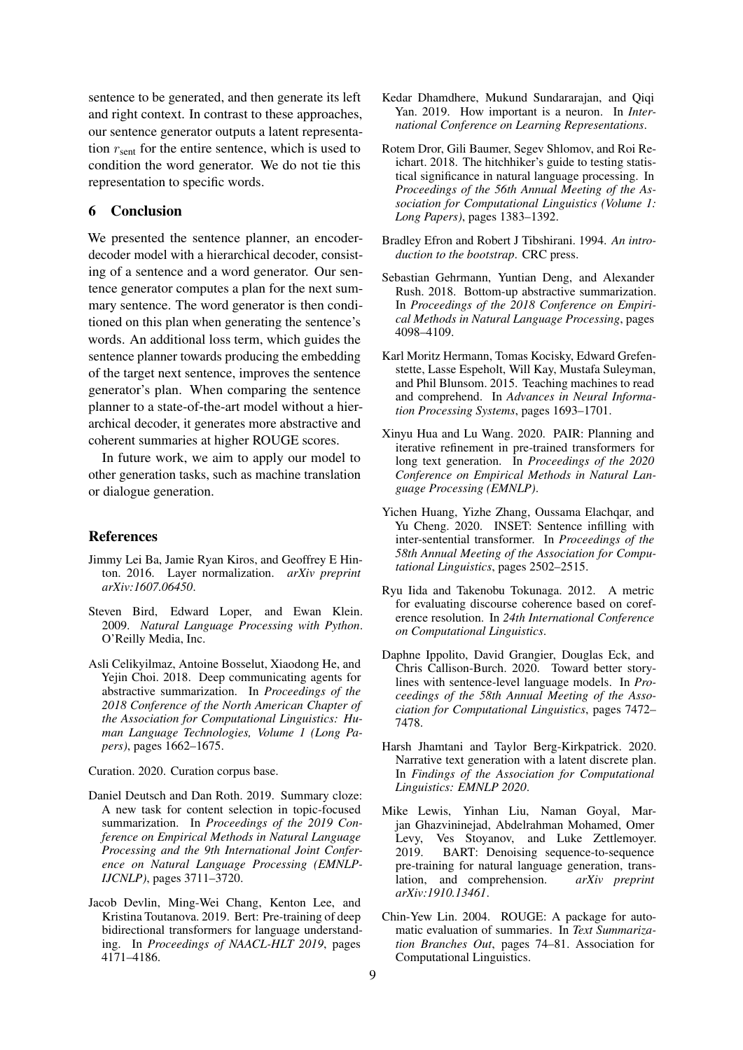sentence to be generated, and then generate its left and right context. In contrast to these approaches, our sentence generator outputs a latent representation $r_{\text{sent}}$ for the entire sentence, which is used to condition the word generator. We do not tie this representation to specific words.

## 6 Conclusion

We presented the sentence planner, an encoder-decoder model with a hierarchical decoder, consisting of a sentence and a word generator. Our sentence generator computes a plan for the next summary sentence. The word generator is then conditioned on this plan when generating the sentence's words. An additional loss term, which guides the sentence planner towards producing the embedding of the target next sentence, improves the sentence generator's plan. When comparing the sentence planner to a state-of-the-art model without a hierarchical decoder, it generates more abstractive and coherent summaries at higher ROUGE scores.

In future work, we aim to apply our model to other generation tasks, such as machine translation or dialogue generation.

## References

Jimmy Lei Ba, Jamie Ryan Kiros, and Geoffrey E Hinton. 2016. Layer normalization. *arXiv preprint arXiv:1607.06450*.

Steven Bird, Edward Loper, and Ewan Klein. 2009. *Natural Language Processing with Python*. O'Reilly Media, Inc.

Asli Celikyilmaz, Antoine Bosselut, Xiaodong He, and Yejin Choi. 2018. Deep communicating agents for abstractive summarization. In *Proceedings of the 2018 Conference of the North American Chapter of the Association for Computational Linguistics: Human Language Technologies, Volume 1 (Long Papers)*, pages 1662–1675.

Curation. 2020. Curation corpus base.

Daniel Deutsch and Dan Roth. 2019. Summary cloze: A new task for content selection in topic-focused summarization. In *Proceedings of the 2019 Conference on Empirical Methods in Natural Language Processing and the 9th International Joint Conference on Natural Language Processing (EMNLP-IJCNLP)*, pages 3711–3720.

Jacob Devlin, Ming-Wei Chang, Kenton Lee, and Kristina Toutanova. 2019. Bert: Pre-training of deep bidirectional transformers for language understanding. In *Proceedings of NAACL-HLT 2019*, pages 4171–4186.

Kedar Dhamdhere, Mukund Sundararajan, and Qiqi Yan. 2019. How important is a neuron. In *International Conference on Learning Representations*.

Rotem Dror, Gili Baumer, Segev Shlomov, and Roi Reichart. 2018. The hitchhiker's guide to testing statistical significance in natural language processing. In *Proceedings of the 56th Annual Meeting of the Association for Computational Linguistics (Volume 1: Long Papers)*, pages 1383–1392.

Bradley Efron and Robert J Tibshirani. 1994. *An introduction to the bootstrap*. CRC press.

Sebastian Gehrmann, Yuntian Deng, and Alexander Rush. 2018. Bottom-up abstractive summarization. In *Proceedings of the 2018 Conference on Empirical Methods in Natural Language Processing*, pages 4098–4109.

Karl Moritz Hermann, Tomas Kocisky, Edward Grefenstette, Lasse Espeholt, Will Kay, Mustafa Suleyman, and Phil Blunsom. 2015. Teaching machines to read and comprehend. In *Advances in Neural Information Processing Systems*, pages 1693–1701.

Xinyu Hua and Lu Wang. 2020. PAIR: Planning and iterative refinement in pre-trained transformers for long text generation. In *Proceedings of the 2020 Conference on Empirical Methods in Natural Language Processing (EMNLP)*.

Yichen Huang, Yizhe Zhang, Oussama Elachqar, and Yu Cheng. 2020. INSET: Sentence infilling with inter-sentential transformer. In *Proceedings of the 58th Annual Meeting of the Association for Computational Linguistics*, pages 2502–2515.

Ryu Iida and Takenobu Tokunaga. 2012. A metric for evaluating discourse coherence based on coreference resolution. In *24th International Conference on Computational Linguistics*.

Daphne Ippolito, David Grangier, Douglas Eck, and Chris Callison-Burch. 2020. Toward better storylines with sentence-level language models. In *Proceedings of the 58th Annual Meeting of the Association for Computational Linguistics*, pages 7472–7478.

Harsh Jhamtani and Taylor Berg-Kirkpatrick. 2020. Narrative text generation with a latent discrete plan. In *Findings of the Association for Computational Linguistics: EMNLP 2020*.

Mike Lewis, Yinhan Liu, Naman Goyal, Marjan Ghazvininejad, Abdelrahman Mohamed, Omer Levy, Ves Stoyanov, and Luke Zettlemoyer. 2019. BART: Denoising sequence-to-sequence pre-training for natural language generation, translation, and comprehension. *arXiv preprint arXiv:1910.13461*.

Chin-Yew Lin. 2004. ROUGE: A package for automatic evaluation of summaries. In *Text Summarization Branches Out*, pages 74–81. Association for Computational Linguistics.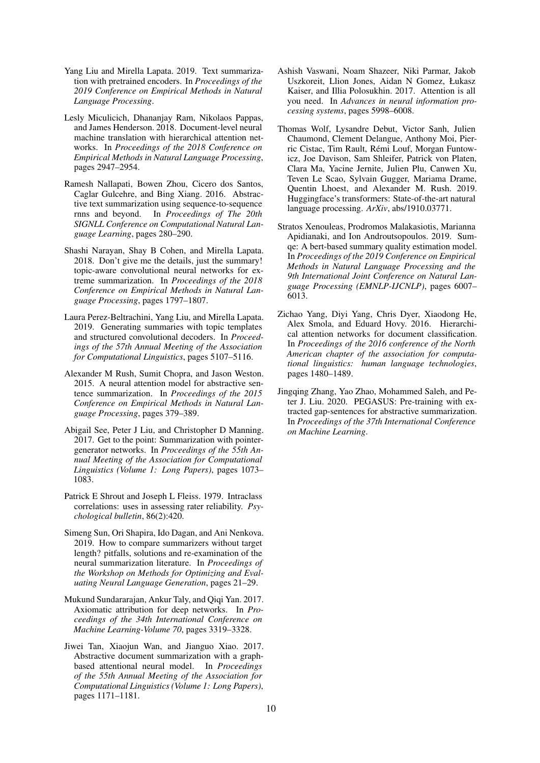Yang Liu and Mirella Lapata. 2019. Text summarization with pretrained encoders. In *Proceedings of the 2019 Conference on Empirical Methods in Natural Language Processing*.

Lesly Miculicich, Dhananjay Ram, Nikolaos Pappas, and James Henderson. 2018. Document-level neural machine translation with hierarchical attention networks. In *Proceedings of the 2018 Conference on Empirical Methods in Natural Language Processing*, pages 2947–2954.

Ramesh Nallapati, Bowen Zhou, Cicero dos Santos, Caglar Gulcehre, and Bing Xiang. 2016. Abstractive text summarization using sequence-to-sequence rnns and beyond. In *Proceedings of The 20th SIGNLL Conference on Computational Natural Language Learning*, pages 280–290.

Shashi Narayan, Shay B Cohen, and Mirella Lapata. 2018. Don't give me the details, just the summary! topic-aware convolutional neural networks for extreme summarization. In *Proceedings of the 2018 Conference on Empirical Methods in Natural Language Processing*, pages 1797–1807.

Laura Perez-Beltrachini, Yang Liu, and Mirella Lapata. 2019. Generating summaries with topic templates and structured convolutional decoders. In *Proceedings of the 57th Annual Meeting of the Association for Computational Linguistics*, pages 5107–5116.

Alexander M Rush, Sumit Chopra, and Jason Weston. 2015. A neural attention model for abstractive sentence summarization. In *Proceedings of the 2015 Conference on Empirical Methods in Natural Language Processing*, pages 379–389.

Abigail See, Peter J Liu, and Christopher D Manning. 2017. Get to the point: Summarization with pointer-generator networks. In *Proceedings of the 55th Annual Meeting of the Association for Computational Linguistics (Volume 1: Long Papers)*, pages 1073–1083.

Patrick E Shrout and Joseph L Fleiss. 1979. Intraclass correlations: uses in assessing rater reliability. *Psychological bulletin*, 86(2):420.

Simeng Sun, Ori Shapira, Ido Dagan, and Ani Nenkova. 2019. How to compare summarizers without target length? pitfalls, solutions and re-examination of the neural summarization literature. In *Proceedings of the Workshop on Methods for Optimizing and Evaluating Neural Language Generation*, pages 21–29.

Mukund Sundararajan, Ankur Taly, and Qiqi Yan. 2017. Axiomatic attribution for deep networks. In *Proceedings of the 34th International Conference on Machine Learning-Volume 70*, pages 3319–3328.

Jiwei Tan, Xiaojun Wan, and Jianguo Xiao. 2017. Abstractive document summarization with a graph-based attentional neural model. In *Proceedings of the 55th Annual Meeting of the Association for Computational Linguistics (Volume 1: Long Papers)*, pages 1171–1181.

Ashish Vaswani, Noam Shazeer, Niki Parmar, Jakob Uszkoreit, Llion Jones, Aidan N Gomez, Łukasz Kaiser, and Illia Polosukhin. 2017. Attention is all you need. In *Advances in neural information processing systems*, pages 5998–6008.

Thomas Wolf, Lysandre Debut, Victor Sanh, Julien Chaumond, Clement Delangue, Anthony Moi, Pierric Cistac, Tim Rault, Rémi Louf, Morgan Funtowicz, Joe Davison, Sam Shleifer, Patrick von Platen, Clara Ma, Yacine Jernite, Julien Plu, Canwen Xu, Teven Le Scao, Sylvain Gugger, Mariama Drame, Quentin Lhoest, and Alexander M. Rush. 2019. Huggingface's transformers: State-of-the-art natural language processing. *ArXiv*, abs/1910.03771.

Stratos Xenouleas, Prodromos Malakasiotis, Marianna Apidianaki, and Ion Androutsopoulos. 2019. Sum-qe: A bert-based summary quality estimation model. In *Proceedings of the 2019 Conference on Empirical Methods in Natural Language Processing and the 9th International Joint Conference on Natural Language Processing (EMNLP-IJCNLP)*, pages 6007–6013.

Zichao Yang, Diyi Yang, Chris Dyer, Xiaodong He, Alex Smola, and Eduard Hovy. 2016. Hierarchical attention networks for document classification. In *Proceedings of the 2016 conference of the North American chapter of the association for computational linguistics: human language technologies*, pages 1480–1489.

Jingqing Zhang, Yao Zhao, Mohammed Saleh, and Peter J. Liu. 2020. PEGASUS: Pre-training with extracted gap-sentences for abstractive summarization. In *Proceedings of the 37th International Conference on Machine Learning*.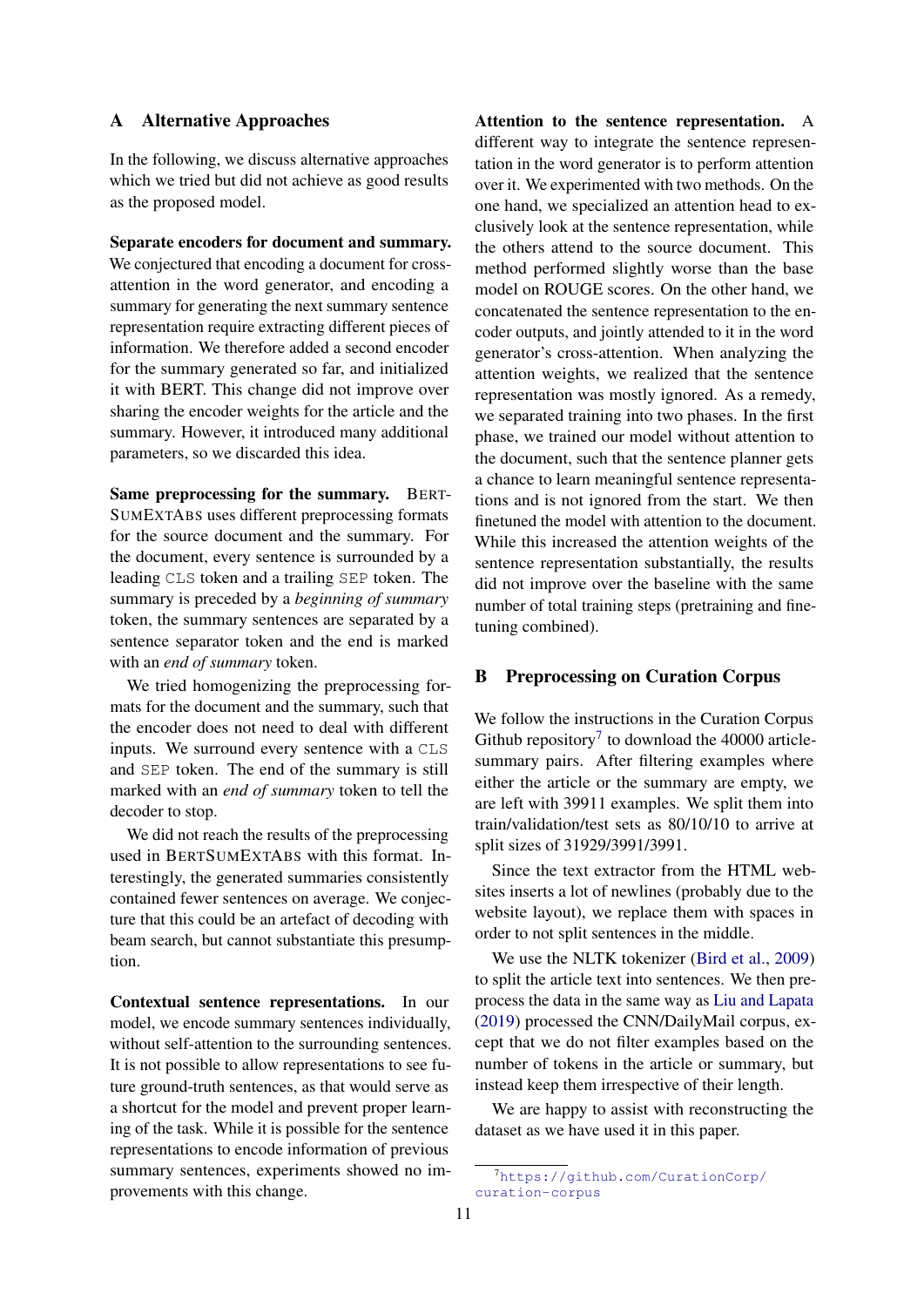# A Alternative Approaches

In the following, we discuss alternative approaches which we tried but did not achieve as good results as the proposed model.

**Separate encoders for document and summary.** We conjectured that encoding a document for cross-attention in the word generator, and encoding a summary for generating the next summary sentence representation require extracting different pieces of information. We therefore added a second encoder for the summary generated so far, and initialized it with BERT. This change did not improve over sharing the encoder weights for the article and the summary. However, it introduced many additional parameters, so we discarded this idea.

**Same preprocessing for the summary.** BERTSUMEXTABS uses different preprocessing formats for the source document and the summary. For the document, every sentence is surrounded by a leading `CLS` token and a trailing `SEP` token. The summary is preceded by a *beginning of summary* token, the summary sentences are separated by a sentence separator token and the end is marked with an *end of summary* token.

We tried homogenizing the preprocessing formats for the document and the summary, such that the encoder does not need to deal with different inputs. We surround every sentence with a `CLS` and `SEP` token. The end of the summary is still marked with an *end of summary* token to tell the decoder to stop.

We did not reach the results of the preprocessing used in BERTSUMEXTABS with this format. Interestingly, the generated summaries consistently contained fewer sentences on average. We conjecture that this could be an artefact of decoding with beam search, but cannot substantiate this presumption.

**Contextual sentence representations.** In our model, we encode summary sentences individually, without self-attention to the surrounding sentences. It is not possible to allow representations to see future ground-truth sentences, as that would serve as a shortcut for the model and prevent proper learning of the task. While it is possible for the sentence representations to encode information of previous summary sentences, experiments showed no improvements with this change.

**Attention to the sentence representation.** A different way to integrate the sentence representation in the word generator is to perform attention over it. We experimented with two methods. On the one hand, we specialized an attention head to exclusively look at the sentence representation, while the others attend to the source document. This method performed slightly worse than the base model on ROUGE scores. On the other hand, we concatenated the sentence representation to the encoder outputs, and jointly attended to it in the word generator's cross-attention. When analyzing the attention weights, we realized that the sentence representation was mostly ignored. As a remedy, we separated training into two phases. In the first phase, we trained our model without attention to the document, such that the sentence planner gets a chance to learn meaningful sentence representations and is not ignored from the start. We then finetuned the model with attention to the document. While this increased the attention weights of the sentence representation substantially, the results did not improve over the baseline with the same number of total training steps (pretraining and finetuning combined).

# B Preprocessing on Curation Corpus

We follow the instructions in the Curation Corpus Github repository[7] to download the 40000 article-summary pairs. After filtering examples where either the article or the summary are empty, we are left with 39911 examples. We split them into train/validation/test sets as 80/10/10 to arrive at split sizes of 31929/3991/3991.

Since the text extractor from the HTML websites inserts a lot of newlines (probably due to the website layout), we replace them with spaces in order to not split sentences in the middle.

We use the NLTK tokenizer (Bird et al., 2009) to split the article text into sentences. We then preprocess the data in the same way as Liu and Lapata (2019) processed the CNN/DailyMail corpus, except that we do not filter examples based on the number of tokens in the article or summary, but instead keep them irrespective of their length.

We are happy to assist with reconstructing the dataset as we have used it in this paper.

[7] https://github.com/CurationCorp/curation-corpus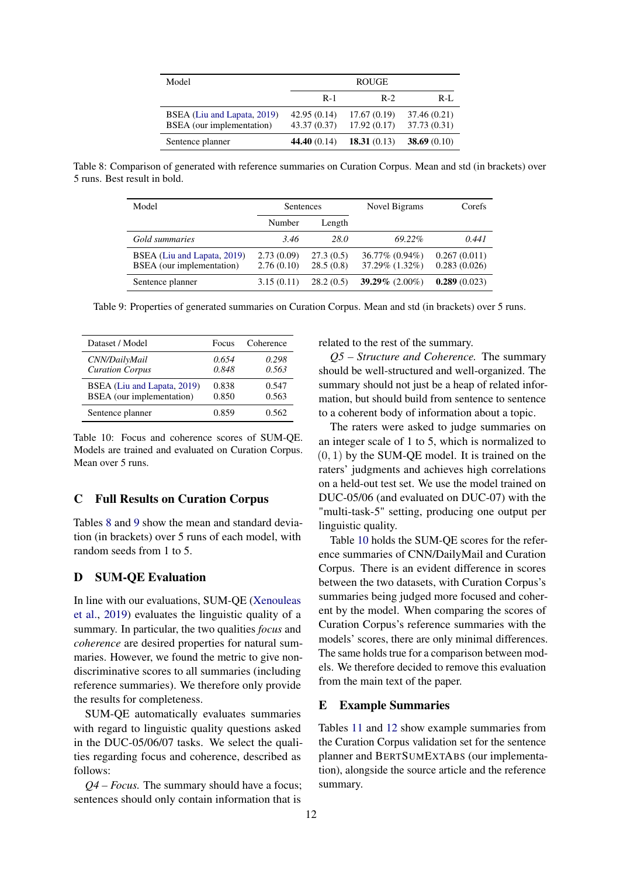| Model | ROUGE | | |
|---|---|---|---|
| | R-1 | R-2 | R-L |
| BSEA (Liu and Lapata, 2019) | 42.95 (0.14) | 17.67 (0.19) | 37.46 (0.21) |
| BSEA (our implementation) | 43.37 (0.37) | 17.92 (0.17) | 37.73 (0.31) |
| Sentence planner | **44.40** (0.14) | **18.31** (0.13) | **38.69** (0.10) |

Table 8: Comparison of generated with reference summaries on Curation Corpus. Mean and std (in brackets) over 5 runs. Best result in bold.

| Model | Sentences | | Novel Bigrams | Corefs |
|---|---|---|---|---|
| | Number | Length | | |
| *Gold summaries* | *3.46* | *28.0* | *69.22%* | *0.441* |
| BSEA (Liu and Lapata, 2019) | 2.73 (0.09) | 27.3 (0.5) | 36.77% (0.94%) | 0.267 (0.011) |
| BSEA (our implementation) | 2.76 (0.10) | 28.5 (0.8) | 37.29% (1.32%) | 0.283 (0.026) |
| Sentence planner | 3.15 (0.11) | 28.2 (0.5) | **39.29%** (2.00%) | **0.289** (0.023) |

Table 9: Properties of generated summaries on Curation Corpus. Mean and std (in brackets) over 5 runs.

| Dataset / Model | Focus | Coherence |
|---|---|---|
| *CNN/DailyMail* | *0.654* | *0.298* |
| *Curation Corpus* | *0.848* | *0.563* |
| BSEA (Liu and Lapata, 2019) | 0.838 | 0.547 |
| BSEA (our implementation) | 0.850 | 0.563 |
| Sentence planner | 0.859 | 0.562 |

Table 10: Focus and coherence scores of SUM-QE. Models are trained and evaluated on Curation Corpus. Mean over 5 runs.

## C Full Results on Curation Corpus

Tables 8 and 9 show the mean and standard deviation (in brackets) over 5 runs of each model, with random seeds from 1 to 5.

## D SUM-QE Evaluation

In line with our evaluations, SUM-QE (Xenouleas et al., 2019) evaluates the linguistic quality of a summary. In particular, the two qualities *focus* and *coherence* are desired properties for natural summaries. However, we found the metric to give non-discriminative scores to all summaries (including reference summaries). We therefore only provide the results for completeness.

SUM-QE automatically evaluates summaries with regard to linguistic quality questions asked in the DUC-05/06/07 tasks. We select the qualities regarding focus and coherence, described as follows:

*Q4 – Focus.* The summary should have a focus; sentences should only contain information that is related to the rest of the summary.

*Q5 – Structure and Coherence.* The summary should be well-structured and well-organized. The summary should not just be a heap of related information, but should build from sentence to sentence to a coherent body of information about a topic.

The raters were asked to judge summaries on an integer scale of 1 to 5, which is normalized to $(0, 1)$ by the SUM-QE model. It is trained on the raters' judgments and achieves high correlations on a held-out test set. We use the model trained on DUC-05/06 (and evaluated on DUC-07) with the "multi-task-5" setting, producing one output per linguistic quality.

Table 10 holds the SUM-QE scores for the reference summaries of CNN/DailyMail and Curation Corpus. There is an evident difference in scores between the two datasets, with Curation Corpus's summaries being judged more focused and coherent by the model. When comparing the scores of Curation Corpus's reference summaries with the models' scores, there are only minimal differences. The same holds true for a comparison between models. We therefore decided to remove this evaluation from the main text of the paper.

## E Example Summaries

Tables 11 and 12 show example summaries from the Curation Corpus validation set for the sentence planner and BERTSUMEXTABS (our implementation), alongside the source article and the reference summary.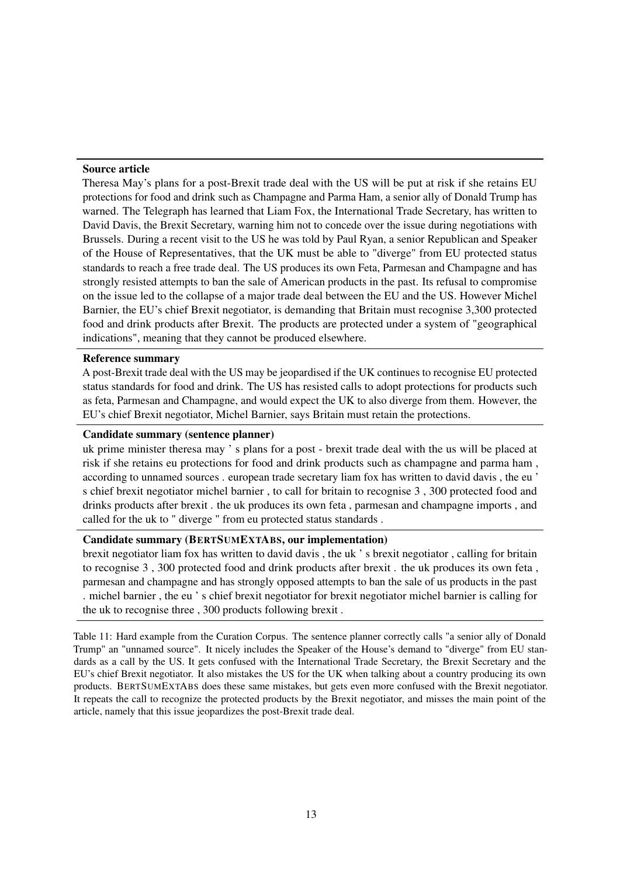**Source article**

Theresa May's plans for a post-Brexit trade deal with the US will be put at risk if she retains EU protections for food and drink such as Champagne and Parma Ham, a senior ally of Donald Trump has warned. The Telegraph has learned that Liam Fox, the International Trade Secretary, has written to David Davis, the Brexit Secretary, warning him not to concede over the issue during negotiations with Brussels. During a recent visit to the US he was told by Paul Ryan, a senior Republican and Speaker of the House of Representatives, that the UK must be able to "diverge" from EU protected status standards to reach a free trade deal. The US produces its own Feta, Parmesan and Champagne and has strongly resisted attempts to ban the sale of American products in the past. Its refusal to compromise on the issue led to the collapse of a major trade deal between the EU and the US. However Michel Barnier, the EU's chief Brexit negotiator, is demanding that Britain must recognise 3,300 protected food and drink products after Brexit. The products are protected under a system of "geographical indications", meaning that they cannot be produced elsewhere.

**Reference summary**

A post-Brexit trade deal with the US may be jeopardised if the UK continues to recognise EU protected status standards for food and drink. The US has resisted calls to adopt protections for products such as feta, Parmesan and Champagne, and would expect the UK to also diverge from them. However, the EU's chief Brexit negotiator, Michel Barnier, says Britain must retain the protections.

**Candidate summary (sentence planner)**

uk prime minister theresa may ' s plans for a post - brexit trade deal with the us will be placed at risk if she retains eu protections for food and drink products such as champagne and parma ham , according to unnamed sources . european trade secretary liam fox has written to david davis , the eu ' s chief brexit negotiator michel barnier , to call for britain to recognise 3 , 300 protected food and drinks products after brexit . the uk produces its own feta , parmesan and champagne imports , and called for the uk to " diverge " from eu protected status standards .

**Candidate summary (BERTSUMEXTABS, our implementation)**

brexit negotiator liam fox has written to david davis , the uk ' s brexit negotiator , calling for britain to recognise 3 , 300 protected food and drink products after brexit . the uk produces its own feta , parmesan and champagne and has strongly opposed attempts to ban the sale of us products in the past . michel barnier , the eu ' s chief brexit negotiator for brexit negotiator michel barnier is calling for the uk to recognise three , 300 products following brexit .

Table 11: Hard example from the Curation Corpus. The sentence planner correctly calls "a senior ally of Donald Trump" an "unnamed source". It nicely includes the Speaker of the House's demand to "diverge" from EU standards as a call by the US. It gets confused with the International Trade Secretary, the Brexit Secretary and the EU's chief Brexit negotiator. It also mistakes the US for the UK when talking about a country producing its own products. BERTSUMEXTABS does these same mistakes, but gets even more confused with the Brexit negotiator. It repeats the call to recognize the protected products by the Brexit negotiator, and misses the main point of the article, namely that this issue jeopardizes the post-Brexit trade deal.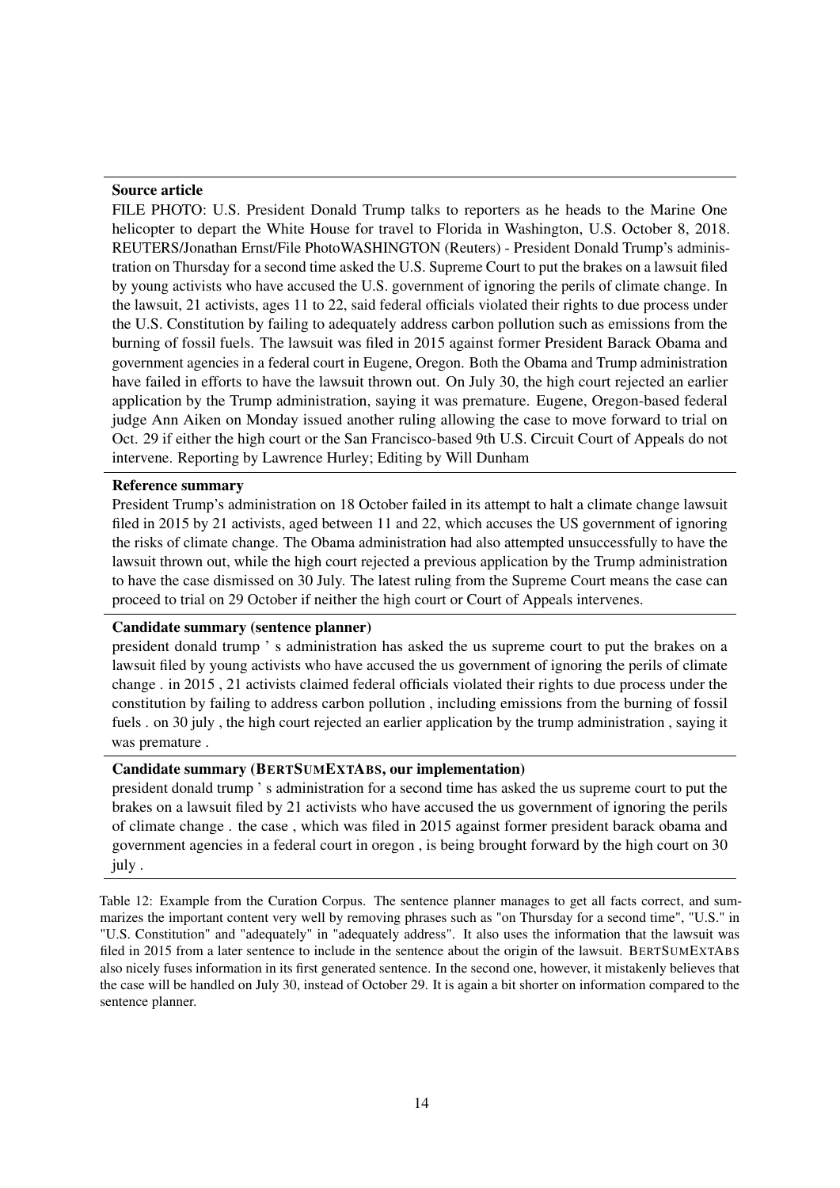**Source article**

FILE PHOTO: U.S. President Donald Trump talks to reporters as he heads to the Marine One helicopter to depart the White House for travel to Florida in Washington, U.S. October 8, 2018. REUTERS/Jonathan Ernst/File PhotoWASHINGTON (Reuters) - President Donald Trump's administration on Thursday for a second time asked the U.S. Supreme Court to put the brakes on a lawsuit filed by young activists who have accused the U.S. government of ignoring the perils of climate change. In the lawsuit, 21 activists, ages 11 to 22, said federal officials violated their rights to due process under the U.S. Constitution by failing to adequately address carbon pollution such as emissions from the burning of fossil fuels. The lawsuit was filed in 2015 against former President Barack Obama and government agencies in a federal court in Eugene, Oregon. Both the Obama and Trump administration have failed in efforts to have the lawsuit thrown out. On July 30, the high court rejected an earlier application by the Trump administration, saying it was premature. Eugene, Oregon-based federal judge Ann Aiken on Monday issued another ruling allowing the case to move forward to trial on Oct. 29 if either the high court or the San Francisco-based 9th U.S. Circuit Court of Appeals do not intervene. Reporting by Lawrence Hurley; Editing by Will Dunham

**Reference summary**

President Trump's administration on 18 October failed in its attempt to halt a climate change lawsuit filed in 2015 by 21 activists, aged between 11 and 22, which accuses the US government of ignoring the risks of climate change. The Obama administration had also attempted unsuccessfully to have the lawsuit thrown out, while the high court rejected a previous application by the Trump administration to have the case dismissed on 30 July. The latest ruling from the Supreme Court means the case can proceed to trial on 29 October if neither the high court or Court of Appeals intervenes.

**Candidate summary (sentence planner)**

president donald trump ' s administration has asked the us supreme court to put the brakes on a lawsuit filed by young activists who have accused the us government of ignoring the perils of climate change . in 2015 , 21 activists claimed federal officials violated their rights to due process under the constitution by failing to address carbon pollution , including emissions from the burning of fossil fuels . on 30 july , the high court rejected an earlier application by the trump administration , saying it was premature .

**Candidate summary (BERTSUMEXTABS, our implementation)**

president donald trump ' s administration for a second time has asked the us supreme court to put the brakes on a lawsuit filed by 21 activists who have accused the us government of ignoring the perils of climate change . the case , which was filed in 2015 against former president barack obama and government agencies in a federal court in oregon , is being brought forward by the high court on 30 july .

Table 12: Example from the Curation Corpus. The sentence planner manages to get all facts correct, and summarizes the important content very well by removing phrases such as "on Thursday for a second time", "U.S." in "U.S. Constitution" and "adequately" in "adequately address". It also uses the information that the lawsuit was filed in 2015 from a later sentence to include in the sentence about the origin of the lawsuit. BERTSUMEXTABS also nicely fuses information in its first generated sentence. In the second one, however, it mistakenly believes that the case will be handled on July 30, instead of October 29. It is again a bit shorter on information compared to the sentence planner.